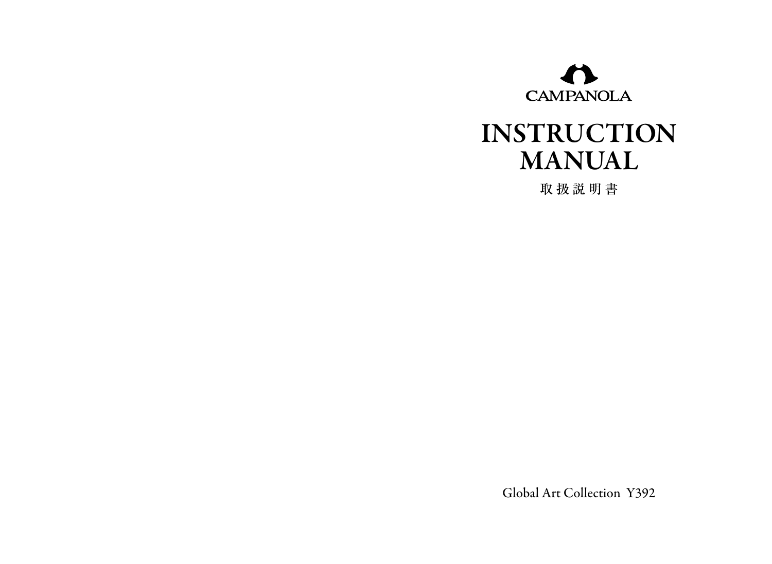CAMPANOLA

# INSTRUCTION MANUAL

取 扱 説 明 書

Global Art Collection Y392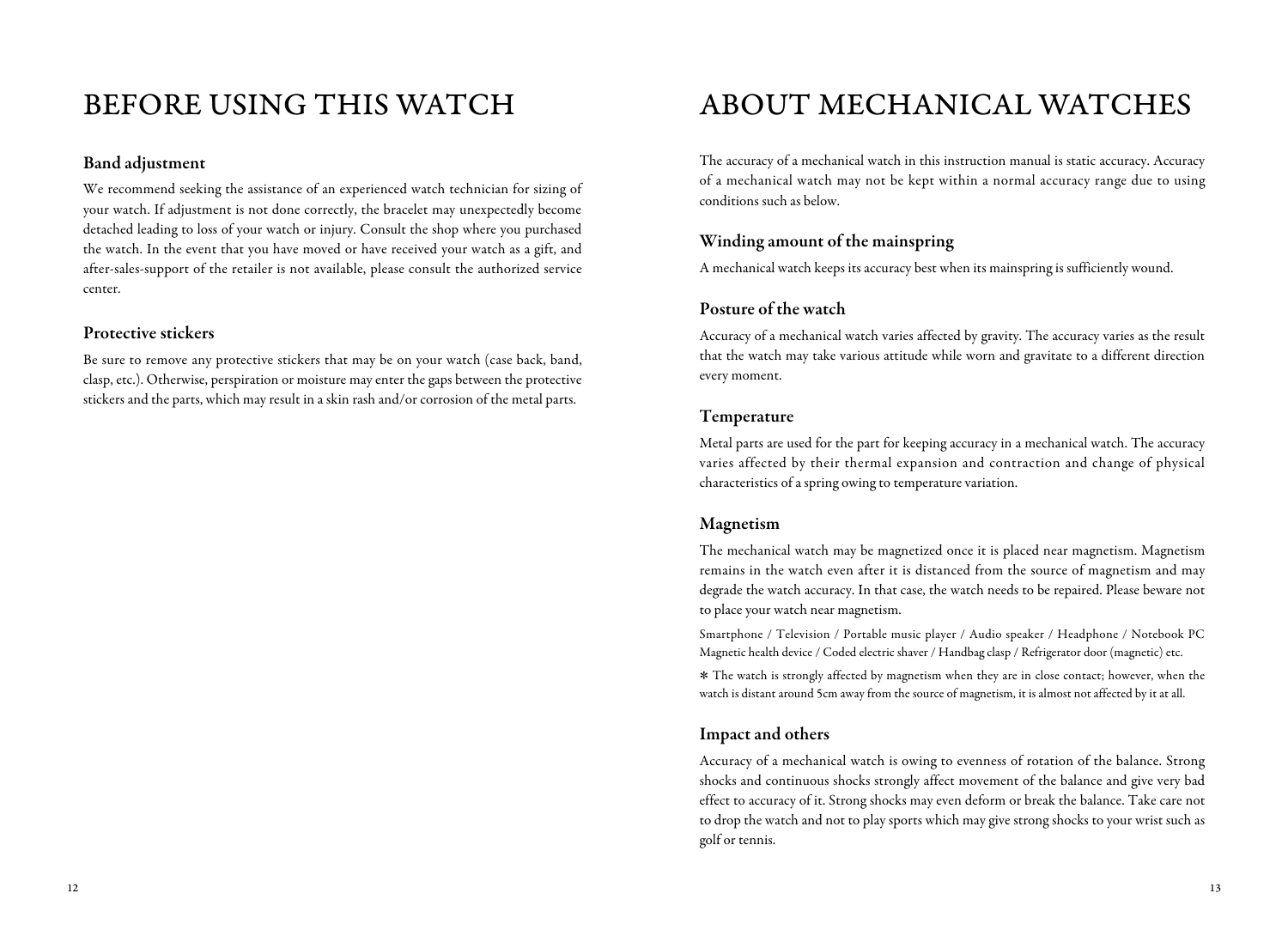# BEFORE USING THIS WATCH

## Band adjustment

We recommend seeking the assistance of an experienced watch technician for sizing of your watch. If adjustment is not done correctly, the bracelet may unexpectedly become detached leading to loss of your watch or injury. Consult the shop where you purchased the watch. In the event that you have moved or have received your watch as a gift, and after-sales-support of the retailer is not available, please consult the authorized service center.

## Protective stickers

Be sure to remove any protective stickers that may be on your watch (case back, band, clasp, etc.). Otherwise, perspiration or moisture may enter the gaps between the protective stickers and the parts, which may result in a skin rash and/or corrosion of the metal parts.

# ABOUT MECHANICAL WATCHES

The accuracy of a mechanical watch in this instruction manual is static accuracy. Accuracy of a mechanical watch may not be kept within a normal accuracy range due to using conditions such as below.

## Winding amount of the mainspring

A mechanical watch keeps its accuracy best when its mainspring is sufficiently wound.

## Posture of the watch

Accuracy of a mechanical watch varies affected by gravity. The accuracy varies as the result that the watch may take various attitude while worn and gravitate to a different direction every moment.

## Temperature

Metal parts are used for the part for keeping accuracy in a mechanical watch. The accuracy varies affected by their thermal expansion and contraction and change of physical characteristics of a spring owing to temperature variation.

## Magnetism

The mechanical watch may be magnetized once it is placed near magnetism. Magnetism remains in the watch even after it is distanced from the source of magnetism and may degrade the watch accuracy. In that case, the watch needs to be repaired. Please beware not to place your watch near magnetism.

Smartphone / Television / Portable music player / Audio speaker / Headphone / Notebook PC
Magnetic health device / Coded electric shaver / Handbag clasp / Refrigerator door (magnetic) etc.

* The watch is strongly affected by magnetism when they are in close contact; however, when the watch is distant around 5cm away from the source of magnetism, it is almost not affected by it at all.

## Impact and others

Accuracy of a mechanical watch is owing to evenness of rotation of the balance. Strong shocks and continuous shocks strongly affect movement of the balance and give very bad effect to accuracy of it. Strong shocks may even deform or break the balance. Take care not to drop the watch and not to play sports which may give strong shocks to your wrist such as golf or tennis.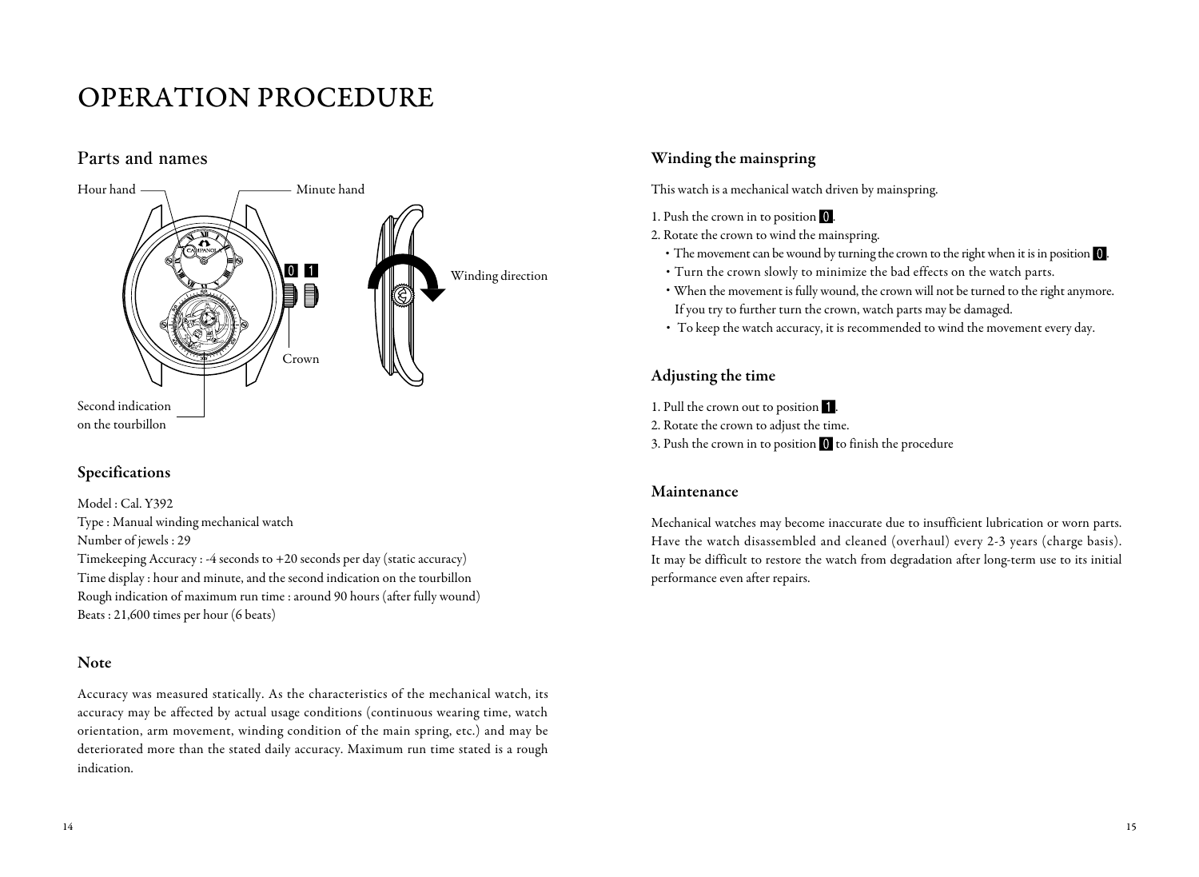# OPERATION PROCEDURE

## Parts and names

Hour hand

Minute hand

0 1

Winding direction

Crown

Second indication on the tourbillon

### Specifications

Model : Cal. Y392

Type : Manual winding mechanical watch

Number of jewels : 29

Timekeeping Accuracy : -4 seconds to +20 seconds per day (static accuracy)

Time display : hour and minute, and the second indication on the tourbillon

Rough indication of maximum run time : around 90 hours (after fully wound)

Beats : 21,600 times per hour (6 beats)

### Note

Accuracy was measured statically. As the characteristics of the mechanical watch, its accuracy may be affected by actual usage conditions (continuous wearing time, watch orientation, arm movement, winding condition of the main spring, etc.) and may be deteriorated more than the stated daily accuracy. Maximum run time stated is a rough indication.

### Winding the mainspring

This watch is a mechanical watch driven by mainspring.

1. Push the crown in to position 0.
2. Rotate the crown to wind the mainspring.
   - The movement can be wound by turning the crown to the right when it is in position 0.
   - Turn the crown slowly to minimize the bad effects on the watch parts.
   - When the movement is fully wound, the crown will not be turned to the right anymore. If you try to further turn the crown, watch parts may be damaged.
   - To keep the watch accuracy, it is recommended to wind the movement every day.

### Adjusting the time

1. Pull the crown out to position 1.
2. Rotate the crown to adjust the time.
3. Push the crown in to position 0 to finish the procedure

### Maintenance

Mechanical watches may become inaccurate due to insufficient lubrication or worn parts. Have the watch disassembled and cleaned (overhaul) every 2-3 years (charge basis). It may be difficult to restore the watch from degradation after long-term use to its initial performance even after repairs.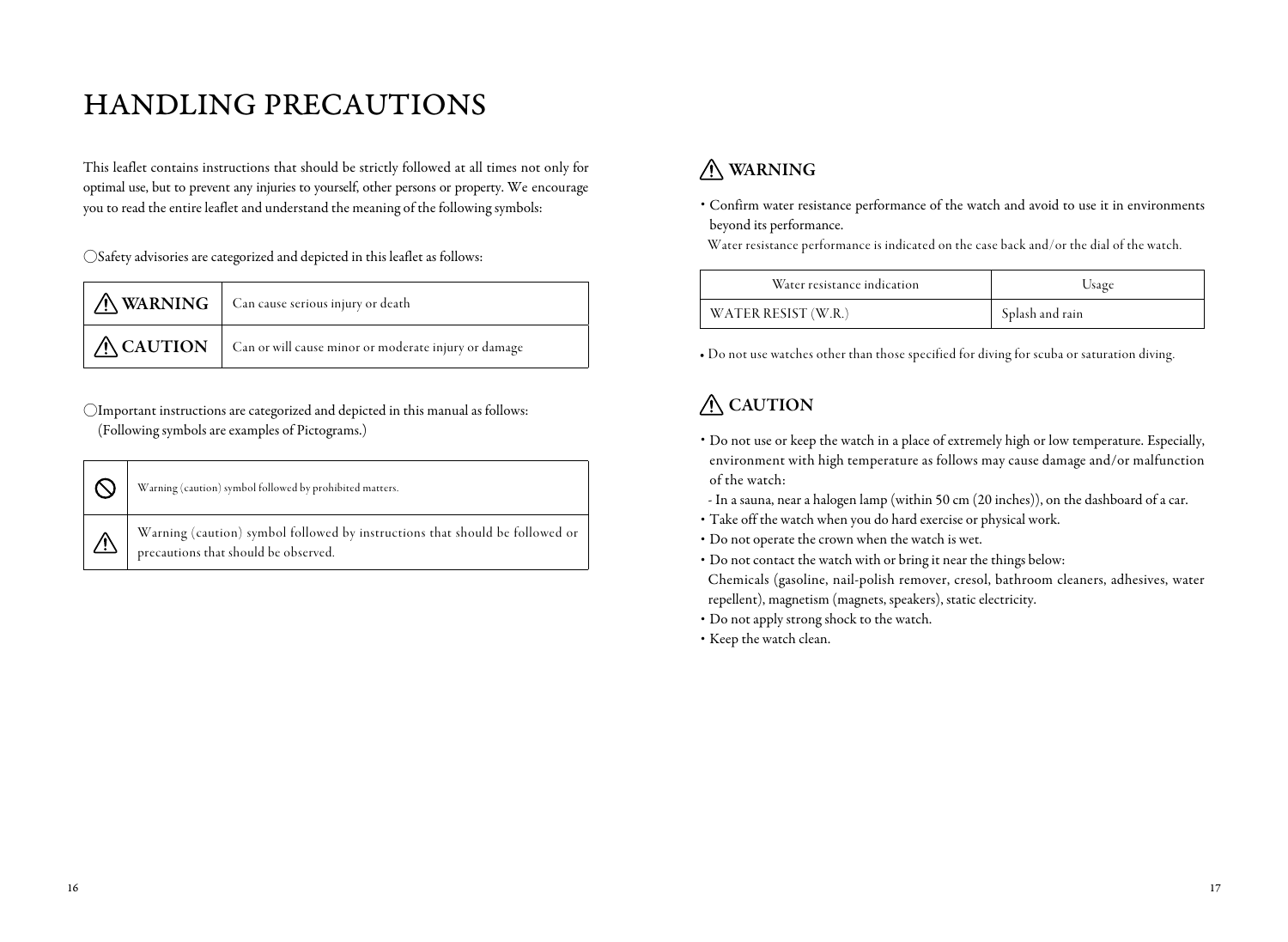# HANDLING PRECAUTIONS

This leaflet contains instructions that should be strictly followed at all times not only for optimal use, but to prevent any injuries to yourself, other persons or property. We encourage you to read the entire leaflet and understand the meaning of the following symbols:

○Safety advisories are categorized and depicted in this leaflet as follows:

| | |
|---|---|
| ⚠ WARNING | Can cause serious injury or death |
| ⚠ CAUTION | Can or will cause minor or moderate injury or damage |

○Important instructions are categorized and depicted in this manual as follows:
(Following symbols are examples of Pictograms.)

| | |
|---|---|
| ⃠ | Warning (caution) symbol followed by prohibited matters. |
| ⚠ | Warning (caution) symbol followed by instructions that should be followed or precautions that should be observed. |

## ⚠ WARNING

- Confirm water resistance performance of the watch and avoid to use it in environments beyond its performance.

Water resistance performance is indicated on the case back and/or the dial of the watch.

| Water resistance indication | Usage |
|---|---|
| WATER RESIST (W.R.) | Splash and rain |

- Do not use watches other than those specified for diving for scuba or saturation diving.

## ⚠ CAUTION

- Do not use or keep the watch in a place of extremely high or low temperature. Especially, environment with high temperature as follows may cause damage and/or malfunction of the watch:
  - In a sauna, near a halogen lamp (within 50 cm (20 inches)), on the dashboard of a car.
- Take off the watch when you do hard exercise or physical work.
- Do not operate the crown when the watch is wet.
- Do not contact the watch with or bring it near the things below:
  Chemicals (gasoline, nail-polish remover, cresol, bathroom cleaners, adhesives, water repellent), magnetism (magnets, speakers), static electricity.
- Do not apply strong shock to the watch.
- Keep the watch clean.